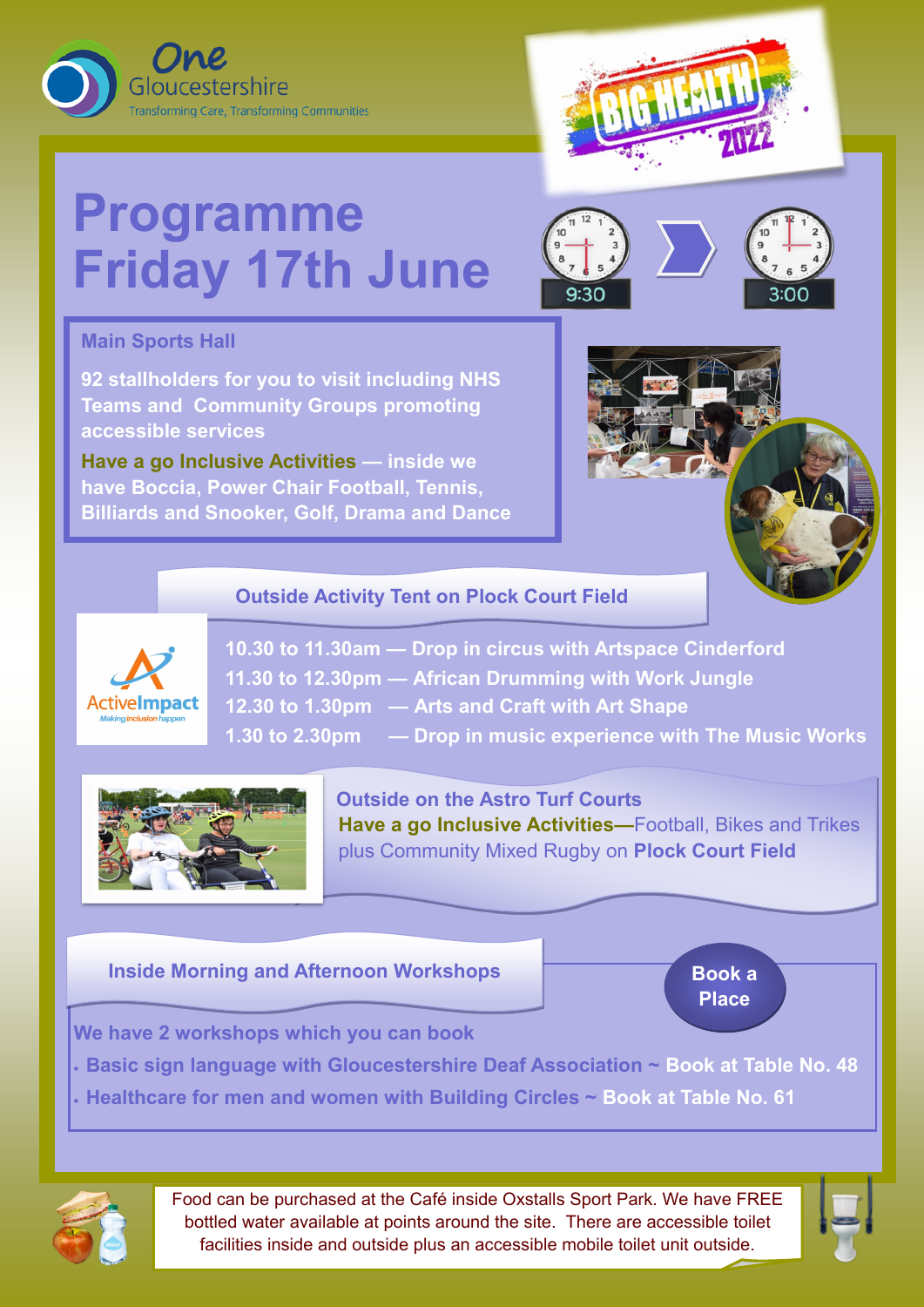One Gloucestershire

Transforming Care, Transforming Communities

BIG HEALTH 2022

# Programme Friday 17th June

9:30 – 3:00

## Main Sports Hall

**92 stallholders for you to visit including NHS Teams and Community Groups promoting accessible services**

**Have a go Inclusive Activities — inside we have Boccia, Power Chair Football, Tennis, Billiards and Snooker, Golf, Drama and Dance**

## Outside Activity Tent on Plock Court Field

ActiveImpact – Making inclusion happen

- **10.30 to 11.30am — Drop in circus with Artspace Cinderford**
- **11.30 to 12.30pm — African Drumming with Work Jungle**
- **12.30 to 1.30pm — Arts and Craft with Art Shape**
- **1.30 to 2.30pm — Drop in music experience with The Music Works**

## Outside on the Astro Turf Courts

**Have a go Inclusive Activities—**Football, Bikes and Trikes plus Community Mixed Rugby on **Plock Court Field**

## Inside Morning and Afternoon Workshops

**Book a Place**

**We have 2 workshops which you can book**

- **Basic sign language with Gloucestershire Deaf Association ~ Book at Table No. 48**
- **Healthcare for men and women with Building Circles ~ Book at Table No. 61**

Food can be purchased at the Café inside Oxstalls Sport Park. We have FREE bottled water available at points around the site. There are accessible toilet facilities inside and outside plus an accessible mobile toilet unit outside.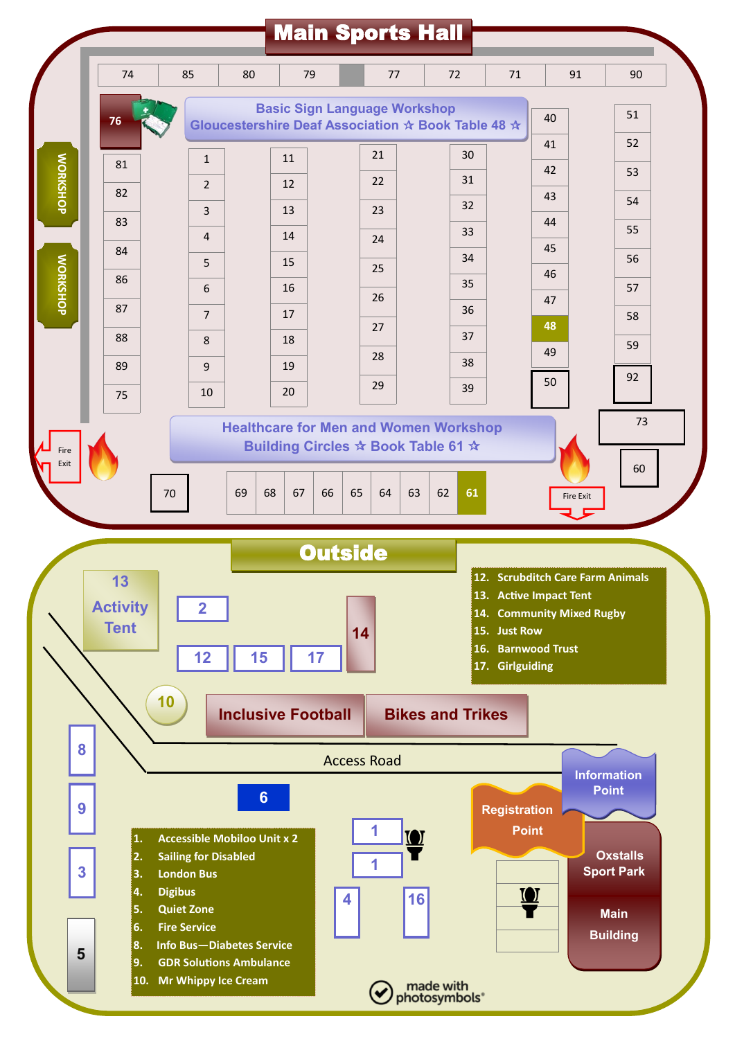# Main Sports Hall

74 85 80 79 77 72 71 91 90

76

**Basic Sign Language Workshop**
**Gloucestershire Deaf Association ☆ Book Table 48 ☆**

WORKSHOP

WORKSHOP

81 82 83 84 86 87 88 89 75

1 2 3 4 5 6 7 8 9 10

11 12 13 14 15 16 17 18 19 20

21 22 23 24 25 26 27 28 29

30 31 32 33 34 35 36 37 38 39

40 41 42 43 44 45 46 47 48 49 50

51 52 53 54 55 56 57 58 59 92

73

60

**Healthcare for Men and Women Workshop**
**Building Circles ☆ Book Table 61 ☆**

Fire Exit

70

69 68 67 66 65 64 63 62 61

Fire Exit

# Outside

13 Activity Tent

2

12 15 17

14

10

Inclusive Football

Bikes and Trikes

12. Scrubditch Care Farm Animals
13. Active Impact Tent
14. Community Mixed Rugby
15. Just Row
16. Barnwood Trust
17. Girlguiding

8

9

3

5

Access Road

6

1

1

4

16

Information Point

Registration Point

Oxstalls Sport Park

Main Building

1. Accessible Mobiloo Unit x 2
2. Sailing for Disabled
3. London Bus
4. Digibus
5. Quiet Zone
6. Fire Service
8. Info Bus—Diabetes Service
9. GDR Solutions Ambulance
10. Mr Whippy Ice Cream

made with photosymbols®